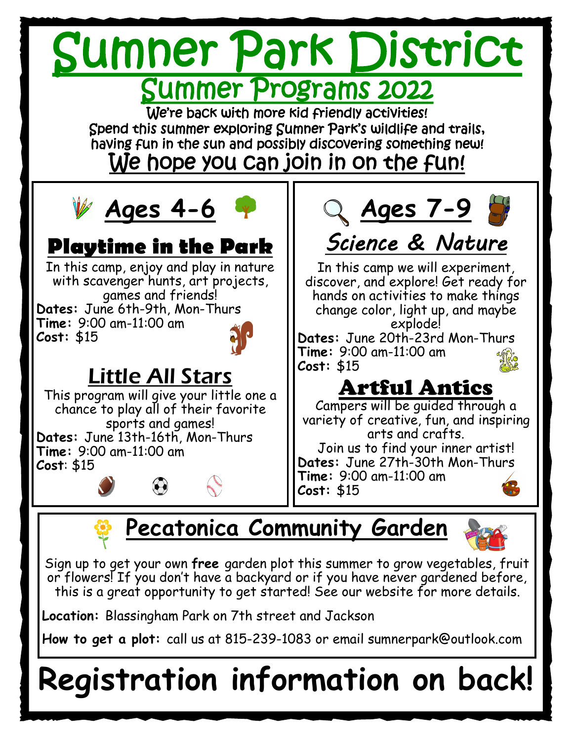# Sumner Park District

## Summer Programs 2022

We're back with more kid friendly activities!
Spend this summer exploring Sumner Park's wildlife and trails, having fun in the sun and possibly discovering something new!

**We hope you can join in on the fun!**

## Ages 4-6

### Playtime in the Park

In this camp, enjoy and play in nature with scavenger hunts, art projects, games and friends!

**Dates:** June 6th-9th, Mon-Thurs
**Time:** 9:00 am-11:00 am
**Cost:** $15

### Little All Stars

This program will give your little one a chance to play all of their favorite sports and games!

**Dates:** June 13th-16th, Mon-Thurs
**Time:** 9:00 am-11:00 am
**Cost**: $15

## Ages 7-9

### Science & Nature

In this camp we will experiment, discover, and explore! Get ready for hands on activities to make things change color, light up, and maybe explode!

**Dates:** June 20th-23rd Mon-Thurs
**Time:** 9:00 am-11:00 am
**Cost:** $15

### Artful Antics

Campers will be guided through a variety of creative, fun, and inspiring arts and crafts.
Join us to find your inner artist!

**Dates:** June 27th-30th Mon-Thurs
**Time:** 9:00 am-11:00 am
**Cost:** $15

## Pecatonica Community Garden

Sign up to get your own **free** garden plot this summer to grow vegetables, fruit or flowers! If you don't have a backyard or if you have never gardened before, this is a great opportunity to get started! See our website for more details.

**Location:** Blassingham Park on 7th street and Jackson

**How to get a plot:** call us at 815-239-1083 or email sumnerpark@outlook.com

# Registration information on back!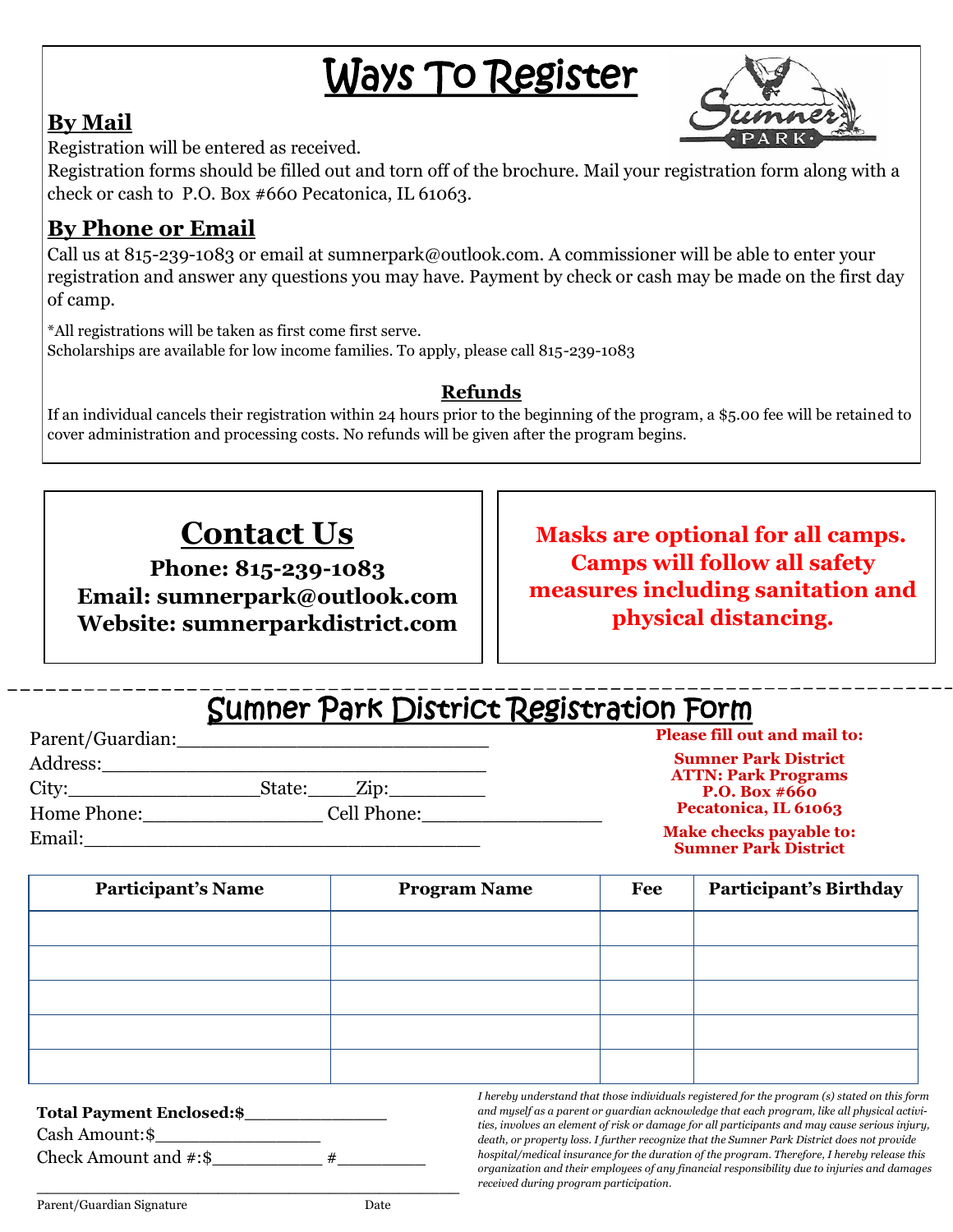# Ways To Register

## By Mail

Registration will be entered as received.

Registration forms should be filled out and torn off of the brochure. Mail your registration form along with a check or cash to P.O. Box #660 Pecatonica, IL 61063.

## By Phone or Email

Call us at 815-239-1083 or email at sumnerpark@outlook.com. A commissioner will be able to enter your registration and answer any questions you may have. Payment by check or cash may be made on the first day of camp.

*All registrations will be taken as first come first serve.
Scholarships are available for low income families. To apply, please call 815-239-1083

### Refunds

If an individual cancels their registration within 24 hours prior to the beginning of the program, a $5.00 fee will be retained to cover administration and processing costs. No refunds will be given after the program begins.

## Contact Us

**Phone: 815-239-1083**
**Email: sumnerpark@outlook.com**
**Website: sumnerparkdistrict.com**

**Masks are optional for all camps. Camps will follow all safety measures including sanitation and physical distancing.**

---

# Sumner Park District Registration Form

Parent/Guardian:______________________________
Address:_____________________________________
City:_________________State:_____Zip:_________
Home Phone:________________ Cell Phone:________________
Email:_____________________________________

**Please fill out and mail to:**

**Sumner Park District**
**ATTN: Park Programs**
**P.O. Box #660**
**Pecatonica, IL 61063**

**Make checks payable to:**
**Sumner Park District**

| Participant's Name | Program Name | Fee | Participant's Birthday |
|---|---|---|---|
| | | | |
| | | | |
| | | | |
| | | | |
| | | | |

**Total Payment Enclosed:$**______________
Cash Amount:$________________
Check Amount and #:$___________ #_________

_____________________________________________
Parent/Guardian Signature Date

*I hereby understand that those individuals registered for the program (s) stated on this form and myself as a parent or guardian acknowledge that each program, like all physical activities, involves an element of risk or damage for all participants and may cause serious injury, death, or property loss. I further recognize that the Sumner Park District does not provide hospital/medical insurance for the duration of the program. Therefore, I hereby release this organization and their employees of any financial responsibility due to injuries and damages received during program participation.*